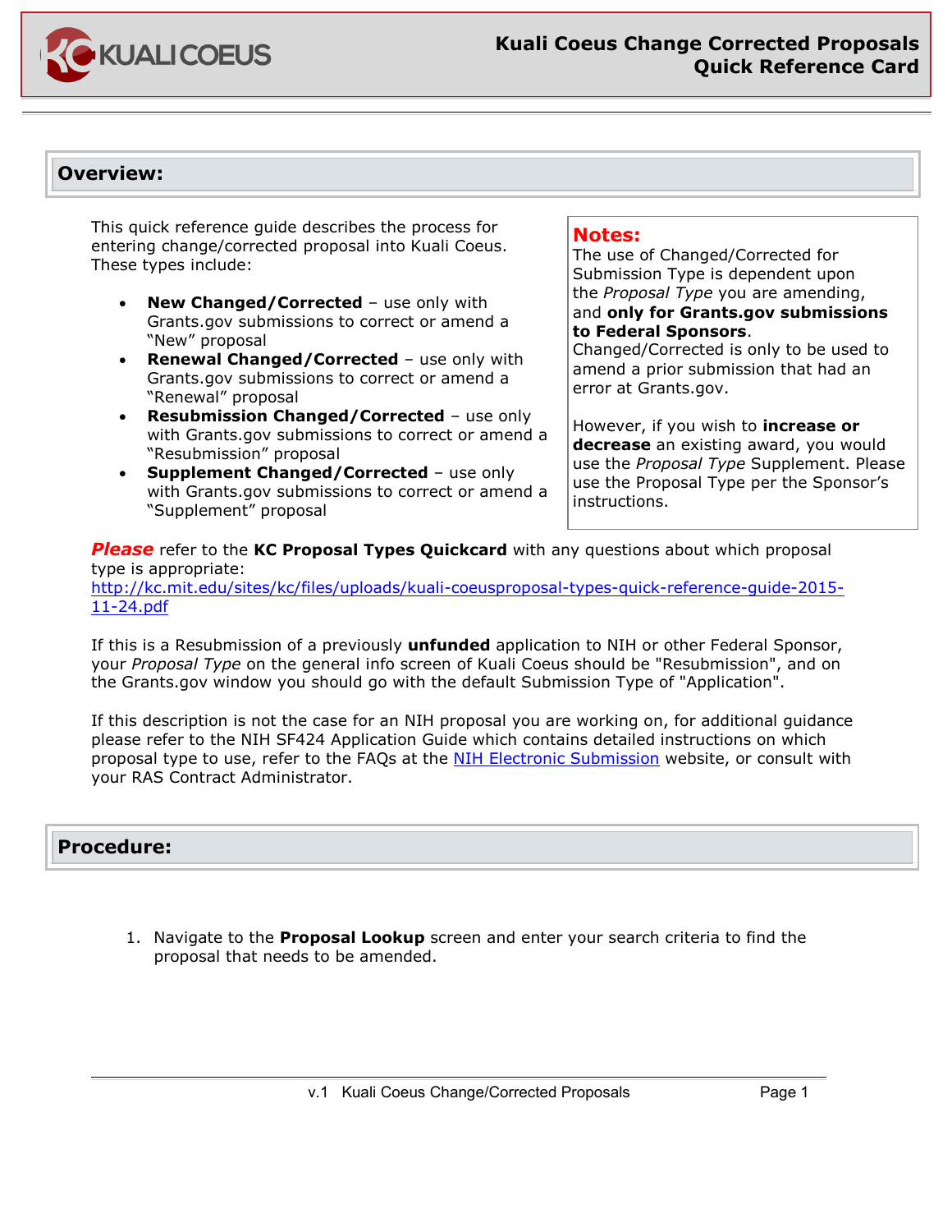# Kuali Coeus Change Corrected Proposals Quick Reference Card

## Overview:

This quick reference guide describes the process for entering change/corrected proposal into Kuali Coeus. These types include:

- **New Changed/Corrected** – use only with Grants.gov submissions to correct or amend a "New" proposal
- **Renewal Changed/Corrected** – use only with Grants.gov submissions to correct or amend a "Renewal" proposal
- **Resubmission Changed/Corrected** – use only with Grants.gov submissions to correct or amend a "Resubmission" proposal
- **Supplement Changed/Corrected** – use only with Grants.gov submissions to correct or amend a "Supplement" proposal

**Notes:**
The use of Changed/Corrected for Submission Type is dependent upon the *Proposal Type* you are amending, and **only for Grants.gov submissions to Federal Sponsors**. Changed/Corrected is only to be used to amend a prior submission that had an error at Grants.gov.

However, if you wish to **increase or decrease** an existing award, you would use the *Proposal Type* Supplement. Please use the Proposal Type per the Sponsor's instructions.

***Please*** refer to the **KC Proposal Types Quickcard** with any questions about which proposal type is appropriate:
http://kc.mit.edu/sites/kc/files/uploads/kuali-coeusproposal-types-quick-reference-guide-2015-11-24.pdf

If this is a Resubmission of a previously **unfunded** application to NIH or other Federal Sponsor, your *Proposal Type* on the general info screen of Kuali Coeus should be "Resubmission", and on the Grants.gov window you should go with the default Submission Type of "Application".

If this description is not the case for an NIH proposal you are working on, for additional guidance please refer to the NIH SF424 Application Guide which contains detailed instructions on which proposal type to use, refer to the FAQs at the NIH Electronic Submission website, or consult with your RAS Contract Administrator.

## Procedure:

1. Navigate to the **Proposal Lookup** screen and enter your search criteria to find the proposal that needs to be amended.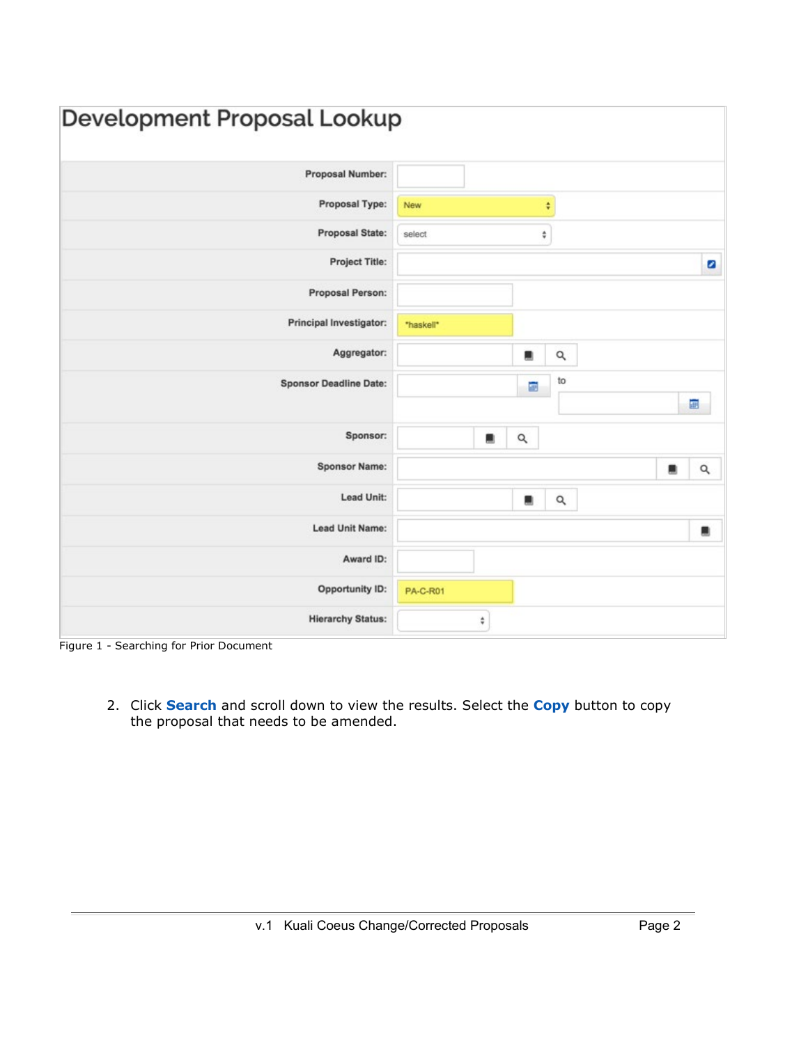## Development Proposal Lookup

| Field | Value |
| --- | --- |
| Proposal Number: | |
| Proposal Type: | New |
| Proposal State: | select |
| Project Title: | |
| Proposal Person: | |
| Principal Investigator: | \*haskell\* |
| Aggregator: | |
| Sponsor Deadline Date: | to |
| Sponsor: | |
| Sponsor Name: | |
| Lead Unit: | |
| Lead Unit Name: | |
| Award ID: | |
| Opportunity ID: | PA-C-R01 |
| Hierarchy Status: | |

Figure 1 - Searching for Prior Document

2. Click **Search** and scroll down to view the results. Select the **Copy** button to copy the proposal that needs to be amended.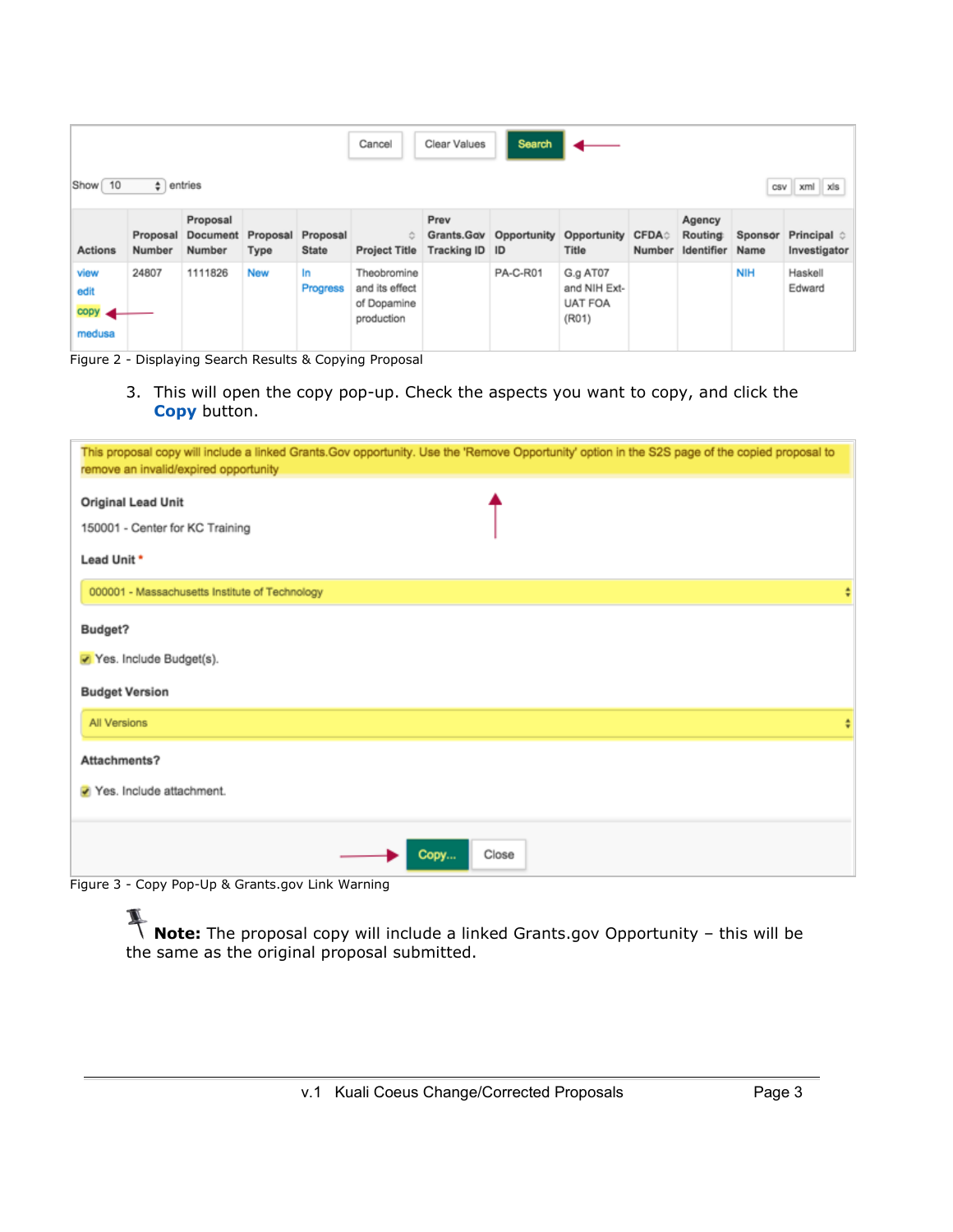| Actions | Proposal Number | Proposal Document Number | Proposal Type | Proposal State | Project Title | Prev Grants.Gov Tracking ID | Opportunity ID | Opportunity Title | CFDA Number | Agency Routing Identifier | Sponsor Name | Principal Investigator |
|---|---|---|---|---|---|---|---|---|---|---|---|---|
| view edit copy medusa | 24807 | 1111826 | New | In Progress | Theobromine and its effect of Dopamine production | | PA-C-R01 | G.g AT07 and NIH Ext-UAT FOA (R01) | | | NIH | Haskell Edward |

Figure 2 - Displaying Search Results & Copying Proposal

3. This will open the copy pop-up. Check the aspects you want to copy, and click the **Copy** button.

Figure 3 - Copy Pop-Up & Grants.gov Link Warning

**Note:** The proposal copy will include a linked Grants.gov Opportunity – this will be the same as the original proposal submitted.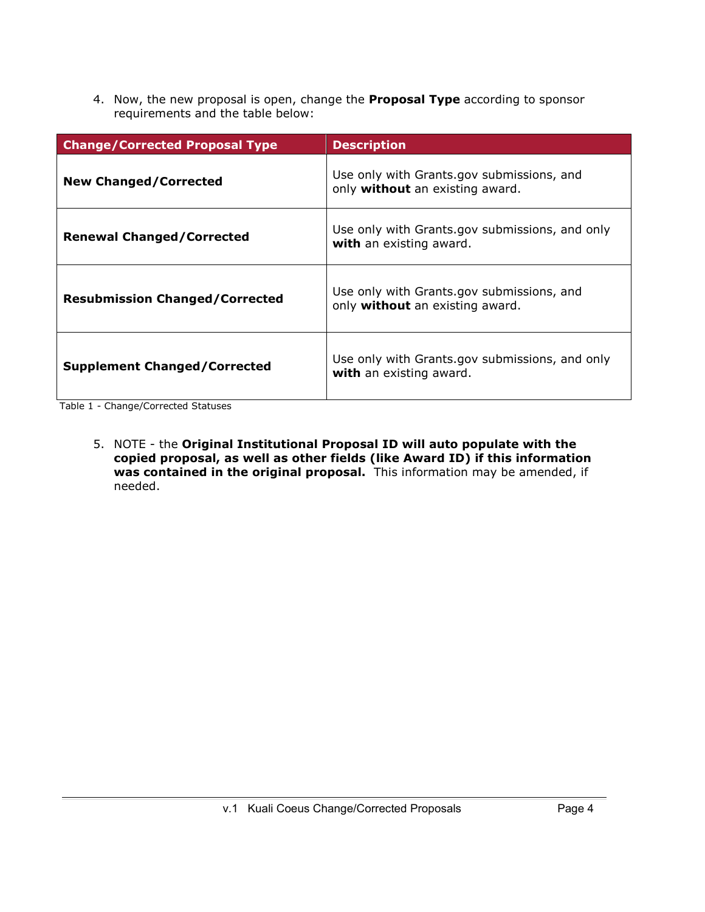4. Now, the new proposal is open, change the **Proposal Type** according to sponsor requirements and the table below:

| Change/Corrected Proposal Type | Description |
|---|---|
| **New Changed/Corrected** | Use only with Grants.gov submissions, and only **without** an existing award. |
| **Renewal Changed/Corrected** | Use only with Grants.gov submissions, and only **with** an existing award. |
| **Resubmission Changed/Corrected** | Use only with Grants.gov submissions, and only **without** an existing award. |
| **Supplement Changed/Corrected** | Use only with Grants.gov submissions, and only **with** an existing award. |

Table 1 - Change/Corrected Statuses

5. NOTE - the **Original Institutional Proposal ID will auto populate with the copied proposal, as well as other fields (like Award ID) if this information was contained in the original proposal.** This information may be amended, if needed.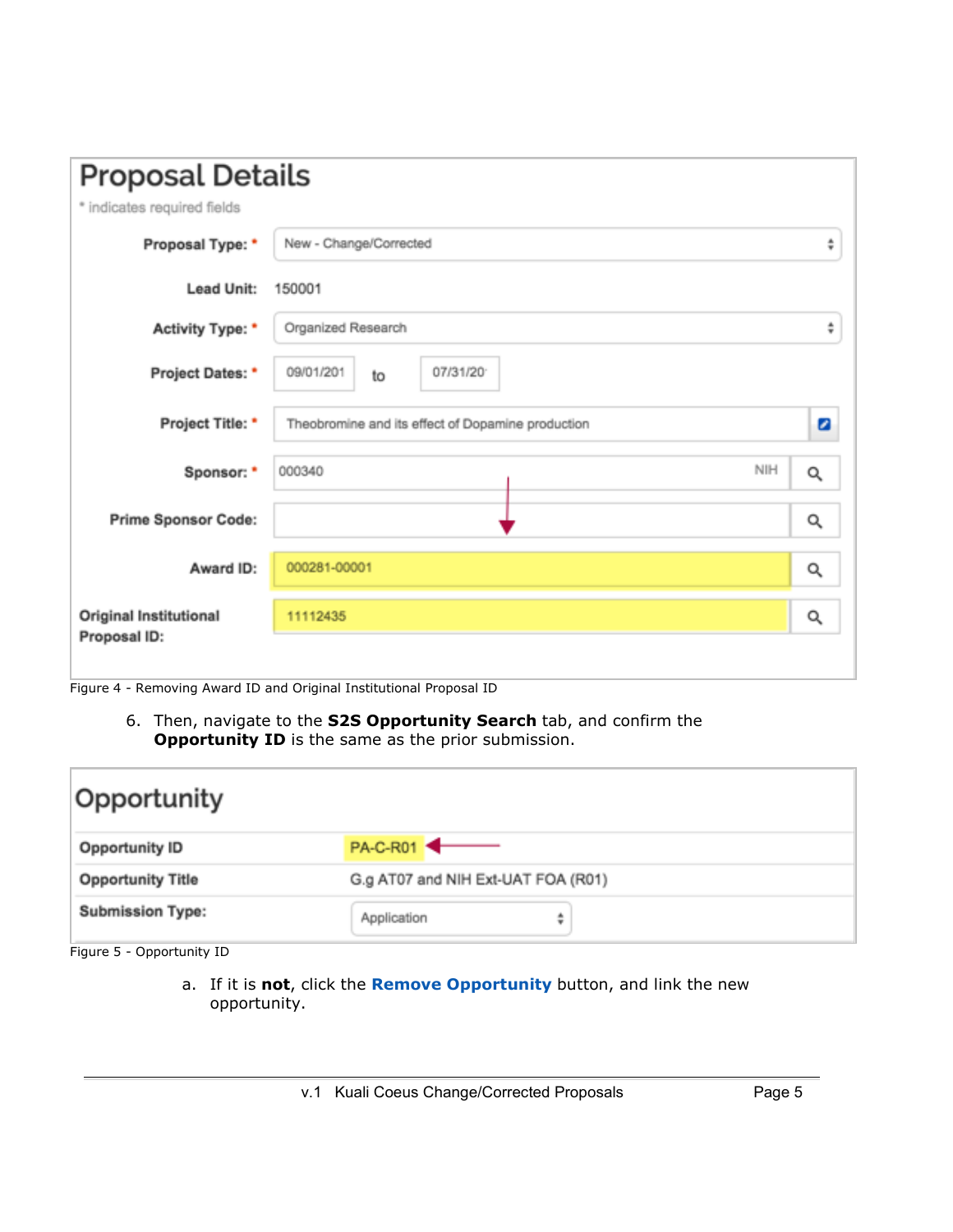## Proposal Details

\* indicates required fields

| | |
|---|---|
| Proposal Type: * | New - Change/Corrected |
| Lead Unit: | 150001 |
| Activity Type: * | Organized Research |
| Project Dates: * | 09/01/201 to 07/31/20 |
| Project Title: * | Theobromine and its effect of Dopamine production |
| Sponsor: * | 000340 NIH |
| Prime Sponsor Code: | |
| Award ID: | 000281-00001 |
| Original Institutional Proposal ID: | 11112435 |

Figure 4 - Removing Award ID and Original Institutional Proposal ID

6. Then, navigate to the **S2S Opportunity Search** tab, and confirm the **Opportunity ID** is the same as the prior submission.

## Opportunity

| | |
|---|---|
| Opportunity ID | PA-C-R01 |
| Opportunity Title | G.g AT07 and NIH Ext-UAT FOA (R01) |
| Submission Type: | Application |

Figure 5 - Opportunity ID

   a. If it is **not**, click the **Remove Opportunity** button, and link the new opportunity.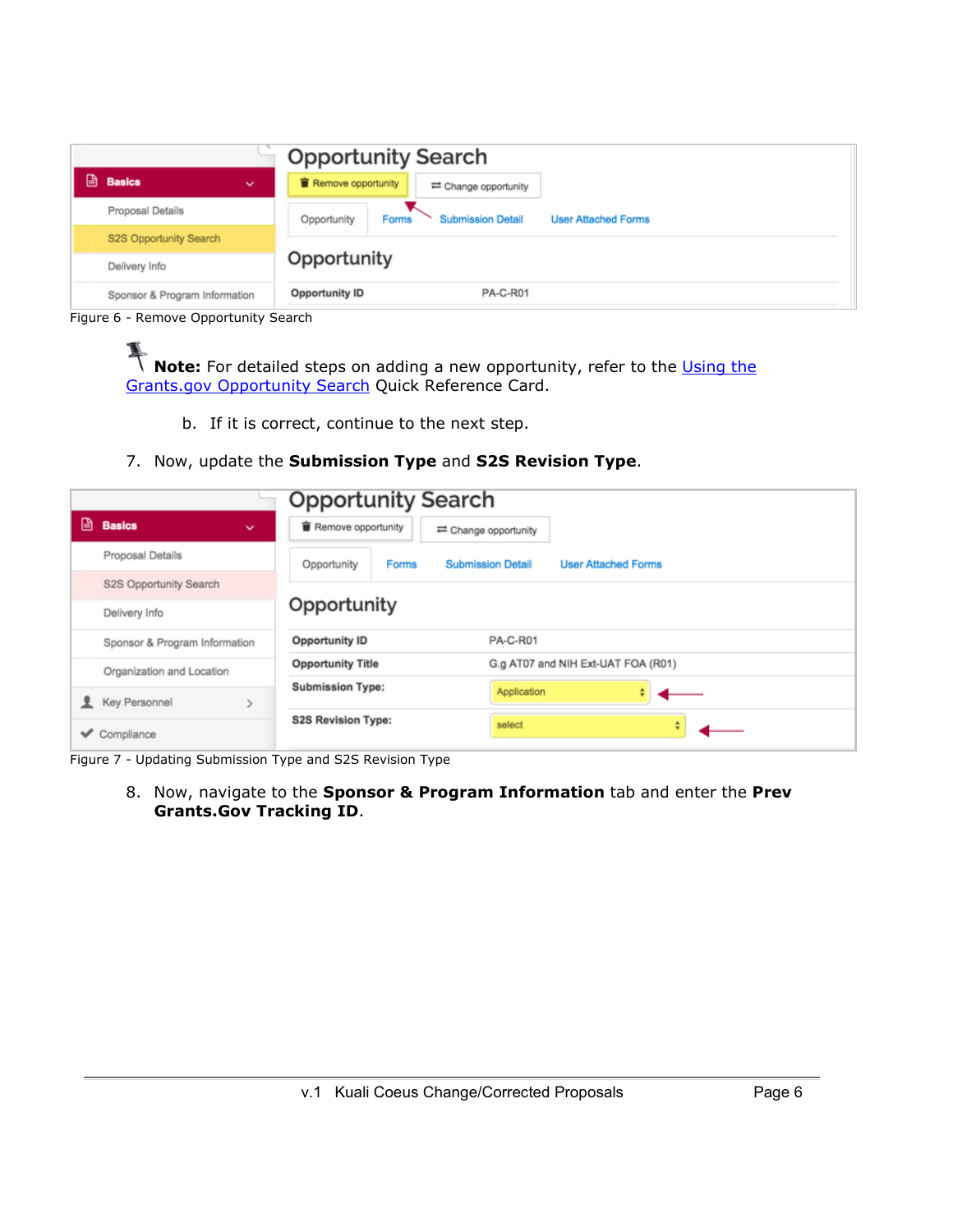Figure 6 - Remove Opportunity Search

**Note:** For detailed steps on adding a new opportunity, refer to the Using the Grants.gov Opportunity Search Quick Reference Card.

b. If it is correct, continue to the next step.

7. Now, update the **Submission Type** and **S2S Revision Type**.

Figure 7 - Updating Submission Type and S2S Revision Type

8. Now, navigate to the **Sponsor & Program Information** tab and enter the **Prev Grants.Gov Tracking ID**.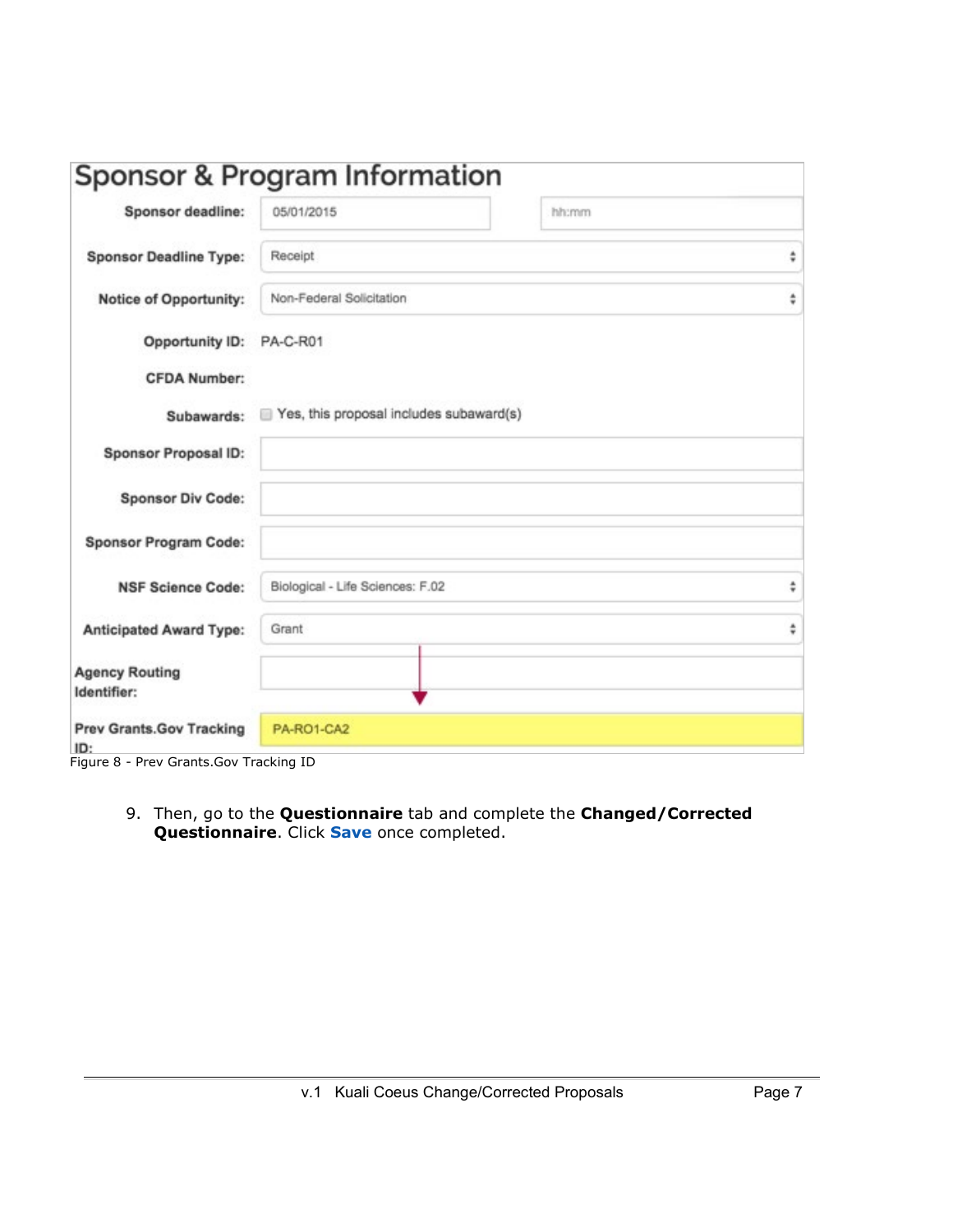## Sponsor & Program Information

| | | |
|---|---|---|
| **Sponsor deadline:** | 05/01/2015 | hh:mm |
| **Sponsor Deadline Type:** | Receipt | |
| **Notice of Opportunity:** | Non-Federal Solicitation | |
| **Opportunity ID:** | PA-C-R01 | |
| **CFDA Number:** | | |
| **Subawards:** | Yes, this proposal includes subaward(s) | |
| **Sponsor Proposal ID:** | | |
| **Sponsor Div Code:** | | |
| **Sponsor Program Code:** | | |
| **NSF Science Code:** | Biological - Life Sciences: F.02 | |
| **Anticipated Award Type:** | Grant | |
| **Agency Routing Identifier:** | | |
| **Prev Grants.Gov Tracking ID:** | PA-RO1-CA2 | |

Figure 8 - Prev Grants.Gov Tracking ID

9. Then, go to the **Questionnaire** tab and complete the **Changed/Corrected Questionnaire**. Click **Save** once completed.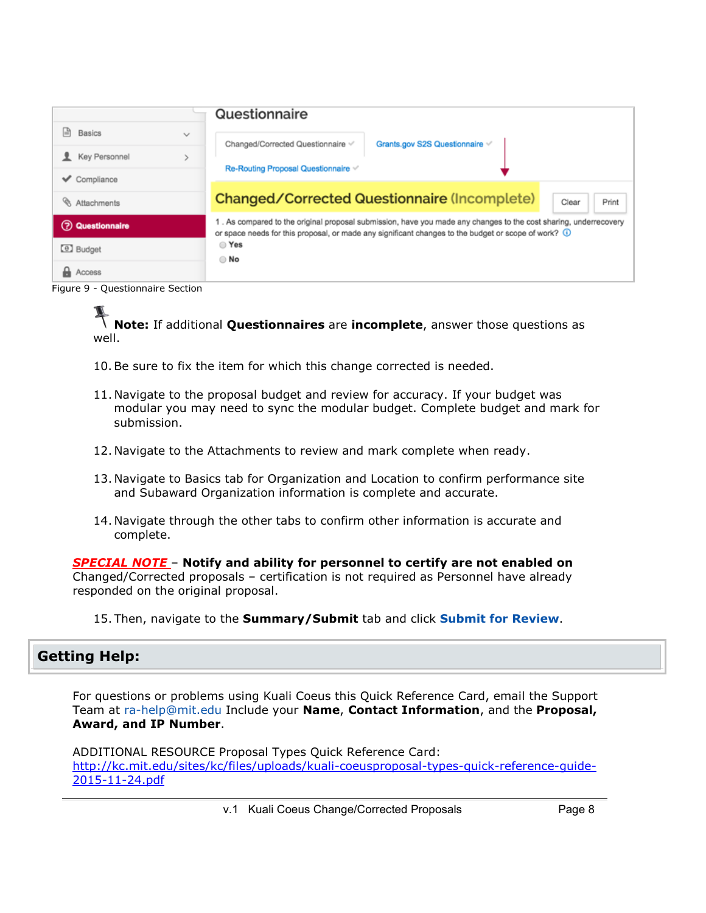Figure 9 - Questionnaire Section

**Note:** If additional **Questionnaires** are **incomplete**, answer those questions as well.

10. Be sure to fix the item for which this change corrected is needed.

11. Navigate to the proposal budget and review for accuracy. If your budget was modular you may need to sync the modular budget. Complete budget and mark for submission.

12. Navigate to the Attachments to review and mark complete when ready.

13. Navigate to Basics tab for Organization and Location to confirm performance site and Subaward Organization information is complete and accurate.

14. Navigate through the other tabs to confirm other information is accurate and complete.

***SPECIAL NOTE*** – **Notify and ability for personnel to certify are not enabled on** Changed/Corrected proposals – certification is not required as Personnel have already responded on the original proposal.

15. Then, navigate to the **Summary/Submit** tab and click **Submit for Review**.

## Getting Help:

For questions or problems using Kuali Coeus this Quick Reference Card, email the Support Team at ra-help@mit.edu Include your **Name**, **Contact Information**, and the **Proposal, Award, and IP Number**.

ADDITIONAL RESOURCE Proposal Types Quick Reference Card: http://kc.mit.edu/sites/kc/files/uploads/kuali-coeusproposal-types-quick-reference-guide-2015-11-24.pdf